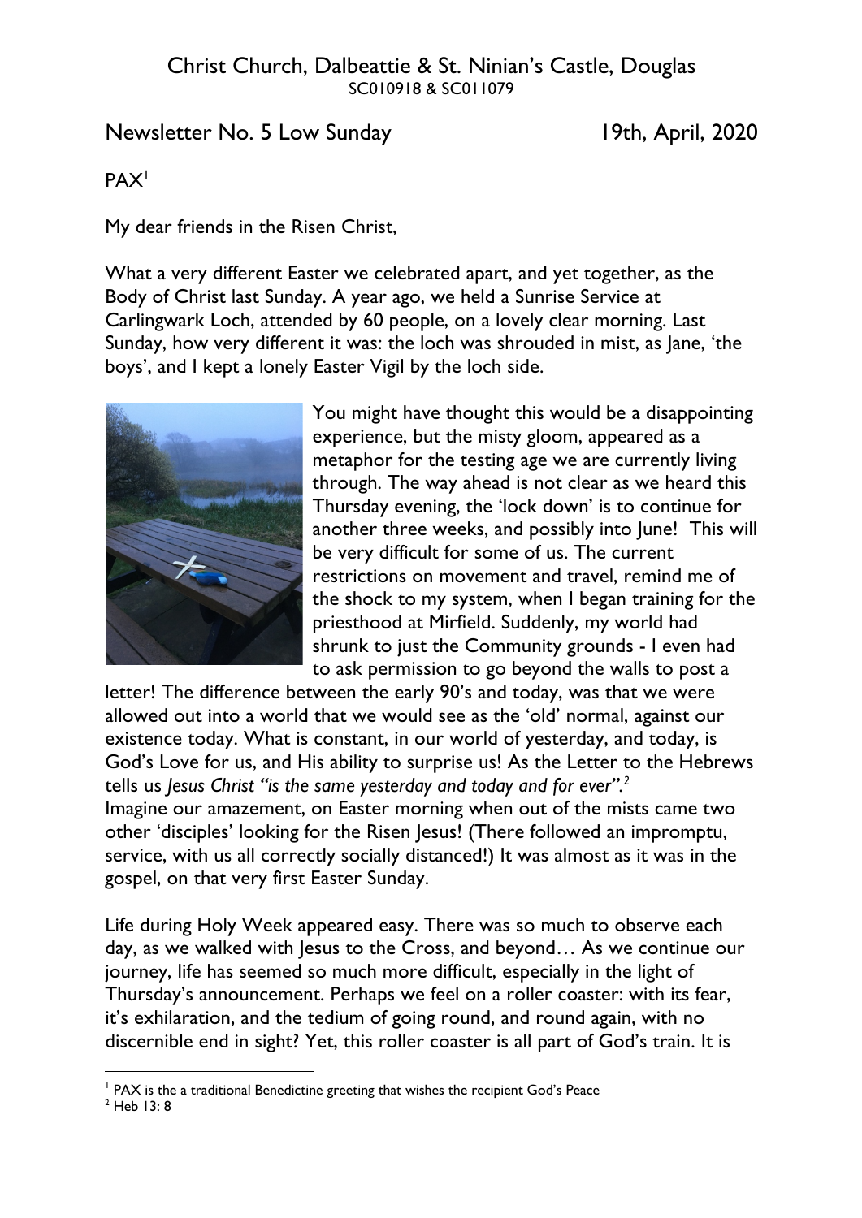Christ Church, Dalbeattie & St. Ninian's Castle, Douglas
SC010918 & SC011079

Newsletter No. 5 Low Sunday 19th, April, 2020

PAX[1]

My dear friends in the Risen Christ,

What a very different Easter we celebrated apart, and yet together, as the Body of Christ last Sunday. A year ago, we held a Sunrise Service at Carlingwark Loch, attended by 60 people, on a lovely clear morning. Last Sunday, how very different it was: the loch was shrouded in mist, as Jane, 'the boys', and I kept a lonely Easter Vigil by the loch side.

You might have thought this would be a disappointing experience, but the misty gloom, appeared as a metaphor for the testing age we are currently living through. The way ahead is not clear as we heard this Thursday evening, the 'lock down' is to continue for another three weeks, and possibly into June! This will be very difficult for some of us. The current restrictions on movement and travel, remind me of the shock to my system, when I began training for the priesthood at Mirfield. Suddenly, my world had shrunk to just the Community grounds - I even had to ask permission to go beyond the walls to post a letter! The difference between the early 90's and today, was that we were allowed out into a world that we would see as the 'old' normal, against our existence today. What is constant, in our world of yesterday, and today, is God's Love for us, and His ability to surprise us! As the Letter to the Hebrews tells us *Jesus Christ "is the same yesterday and today and for ever".*[2]
Imagine our amazement, on Easter morning when out of the mists came two other 'disciples' looking for the Risen Jesus! (There followed an impromptu, service, with us all correctly socially distanced!) It was almost as it was in the gospel, on that very first Easter Sunday.

Life during Holy Week appeared easy. There was so much to observe each day, as we walked with Jesus to the Cross, and beyond… As we continue our journey, life has seemed so much more difficult, especially in the light of Thursday's announcement. Perhaps we feel on a roller coaster: with its fear, it's exhilaration, and the tedium of going round, and round again, with no discernible end in sight? Yet, this roller coaster is all part of God's train. It is

[1] PAX is the a traditional Benedictine greeting that wishes the recipient God's Peace
[2] Heb 13: 8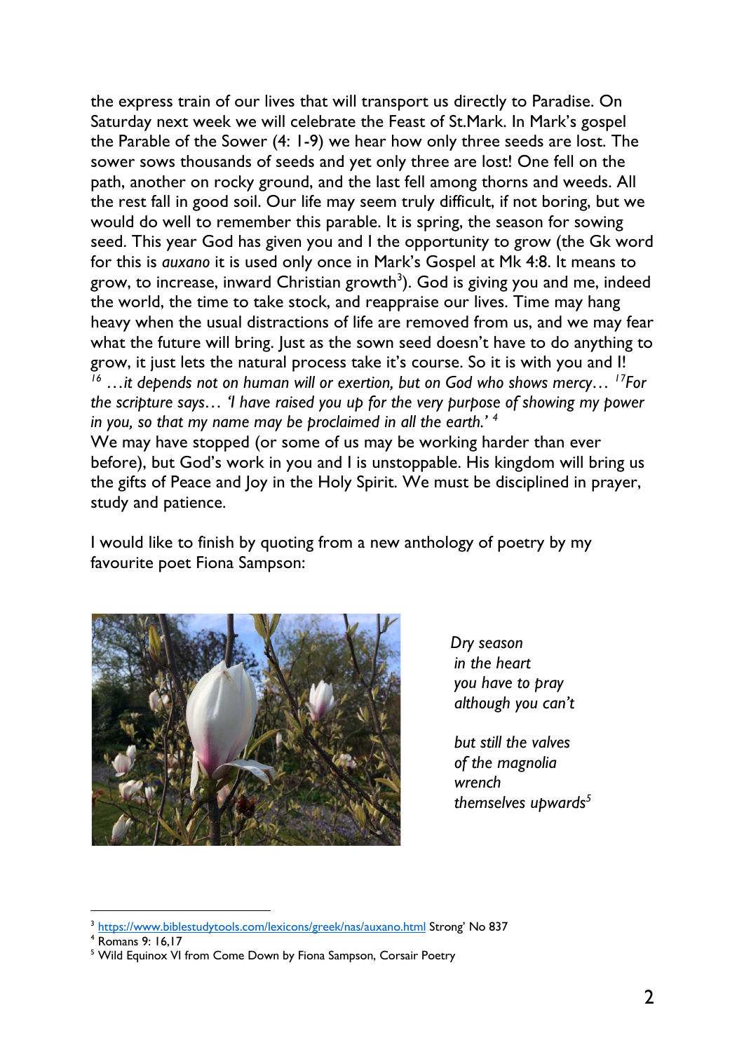the express train of our lives that will transport us directly to Paradise. On Saturday next week we will celebrate the Feast of St.Mark. In Mark's gospel the Parable of the Sower (4: 1-9) we hear how only three seeds are lost. The sower sows thousands of seeds and yet only three are lost! One fell on the path, another on rocky ground, and the last fell among thorns and weeds. All the rest fall in good soil. Our life may seem truly difficult, if not boring, but we would do well to remember this parable. It is spring, the season for sowing seed. This year God has given you and I the opportunity to grow (the Gk word for this is *auxano* it is used only once in Mark's Gospel at Mk 4:8. It means to grow, to increase, inward Christian growth[3]). God is giving you and me, indeed the world, the time to take stock, and reappraise our lives. Time may hang heavy when the usual distractions of life are removed from us, and we may fear what the future will bring. Just as the sown seed doesn't have to do anything to grow, it just lets the natural process take it's course. So it is with you and I!
*[16] …it depends not on human will or exertion, but on God who shows mercy… [17]For the scripture says… 'I have raised you up for the very purpose of showing my power in you, so that my name may be proclaimed in all the earth.' [4]*
We may have stopped (or some of us may be working harder than ever before), but God's work in you and I is unstoppable. His kingdom will bring us the gifts of Peace and Joy in the Holy Spirit. We must be disciplined in prayer, study and patience.

I would like to finish by quoting from a new anthology of poetry by my favourite poet Fiona Sampson:

*Dry season*
*in the heart*
*you have to pray*
*although you can't*

*but still the valves*
*of the magnolia*
*wrench*
*themselves upwards*[5]

---

[3] https://www.biblestudytools.com/lexicons/greek/nas/auxano.html Strong' No 837
[4] Romans 9: 16,17
[5] Wild Equinox VI from Come Down by Fiona Sampson, Corsair Poetry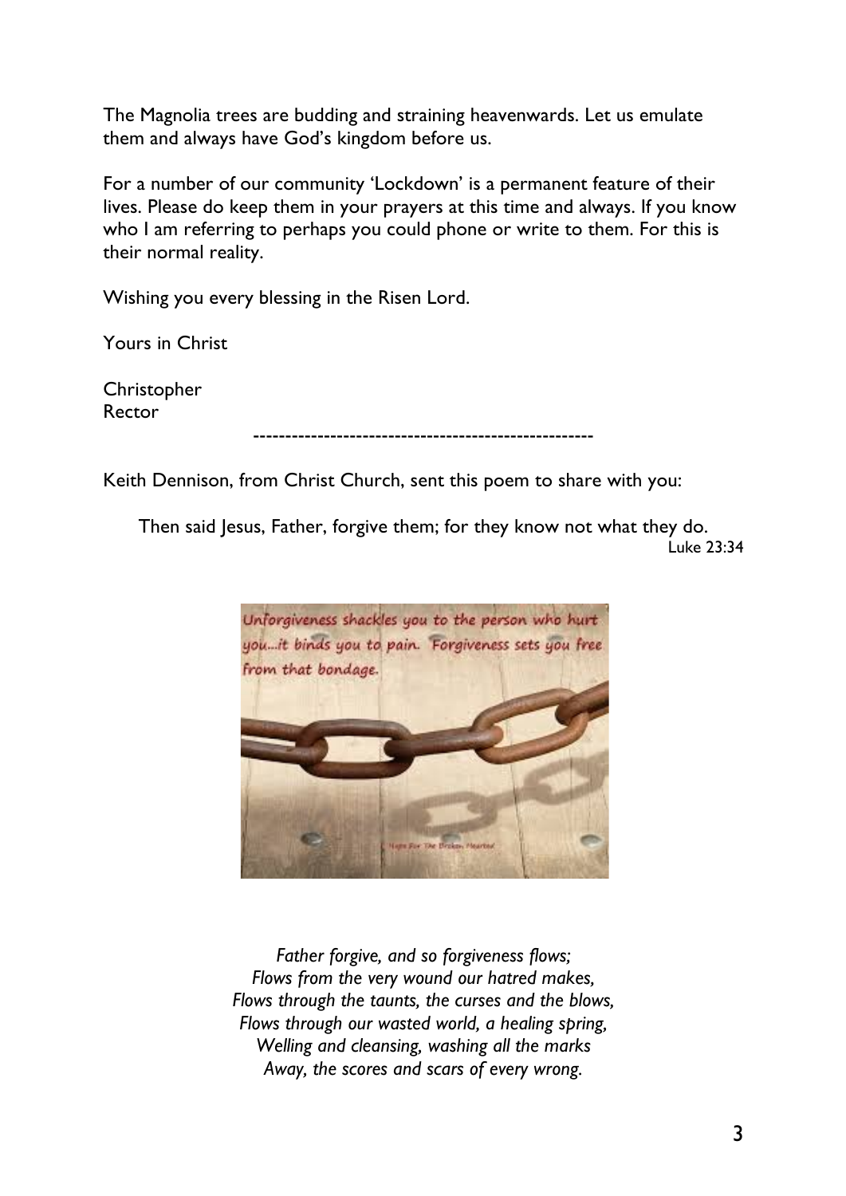The Magnolia trees are budding and straining heavenwards. Let us emulate them and always have God's kingdom before us.

For a number of our community 'Lockdown' is a permanent feature of their lives. Please do keep them in your prayers at this time and always. If you know who I am referring to perhaps you could phone or write to them. For this is their normal reality.

Wishing you every blessing in the Risen Lord.

Yours in Christ

Christopher
Rector

-----------------------------------------------------

Keith Dennison, from Christ Church, sent this poem to share with you:

Then said Jesus, Father, forgive them; for they know not what they do.
Luke 23:34

*Father forgive, and so forgiveness flows;*
*Flows from the very wound our hatred makes,*
*Flows through the taunts, the curses and the blows,*
*Flows through our wasted world, a healing spring,*
*Welling and cleansing, washing all the marks*
*Away, the scores and scars of every wrong.*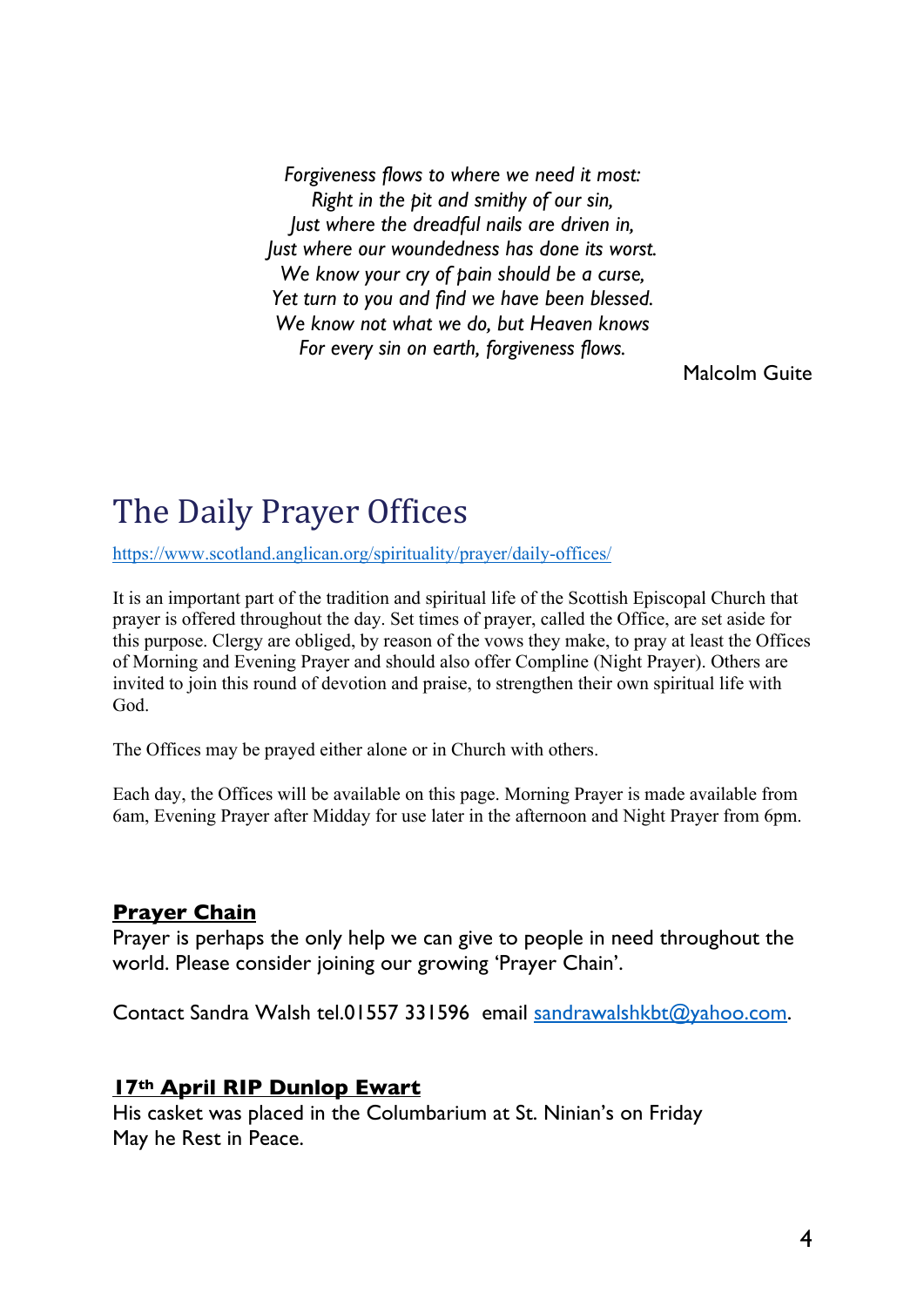*Forgiveness flows to where we need it most:*
*Right in the pit and smithy of our sin,*
*Just where the dreadful nails are driven in,*
*Just where our woundedness has done its worst.*
*We know your cry of pain should be a curse,*
*Yet turn to you and find we have been blessed.*
*We know not what we do, but Heaven knows*
*For every sin on earth, forgiveness flows.*

Malcolm Guite

# The Daily Prayer Offices

https://www.scotland.anglican.org/spirituality/prayer/daily-offices/

It is an important part of the tradition and spiritual life of the Scottish Episcopal Church that prayer is offered throughout the day. Set times of prayer, called the Office, are set aside for this purpose. Clergy are obliged, by reason of the vows they make, to pray at least the Offices of Morning and Evening Prayer and should also offer Compline (Night Prayer). Others are invited to join this round of devotion and praise, to strengthen their own spiritual life with God.

The Offices may be prayed either alone or in Church with others.

Each day, the Offices will be available on this page. Morning Prayer is made available from 6am, Evening Prayer after Midday for use later in the afternoon and Night Prayer from 6pm.

**Prayer Chain**

Prayer is perhaps the only help we can give to people in need throughout the world. Please consider joining our growing 'Prayer Chain'.

Contact Sandra Walsh tel.01557 331596 email sandrawalshkbt@yahoo.com.

**17th April RIP Dunlop Ewart**

His casket was placed in the Columbarium at St. Ninian's on Friday
May he Rest in Peace.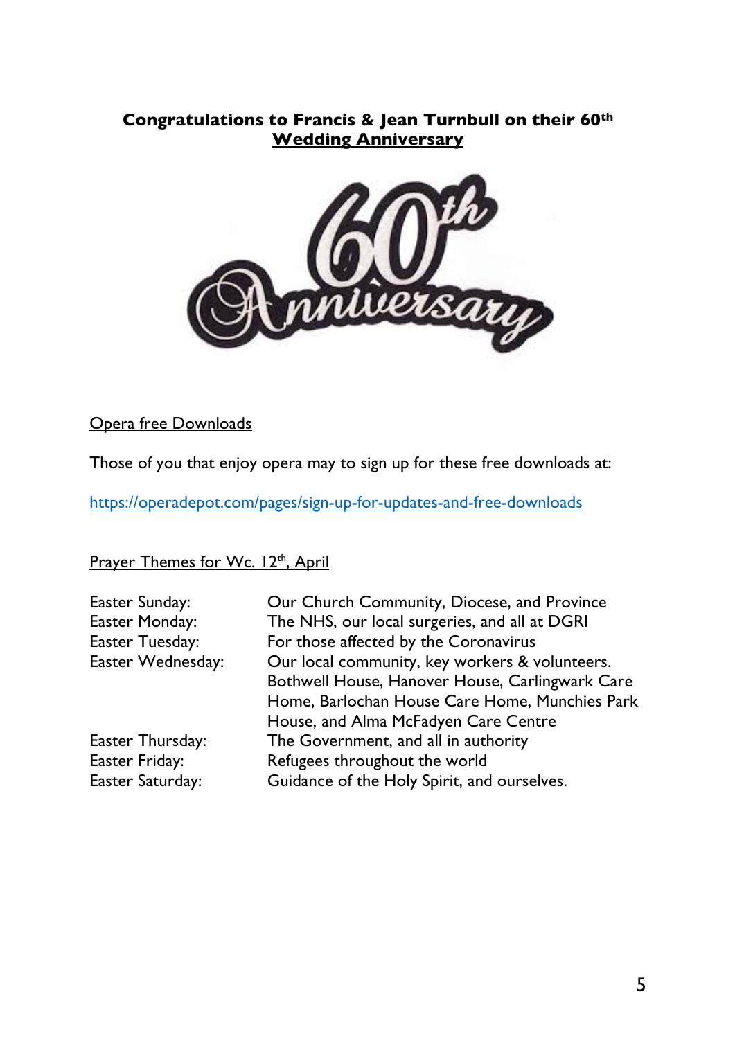**Congratulations to Francis & Jean Turnbull on their 60th Wedding Anniversary**

Opera free Downloads

Those of you that enjoy opera may to sign up for these free downloads at:

https://operadepot.com/pages/sign-up-for-updates-and-free-downloads

Prayer Themes for Wc. 12th, April

| | |
|---|---|
| Easter Sunday: | Our Church Community, Diocese, and Province |
| Easter Monday: | The NHS, our local surgeries, and all at DGRI |
| Easter Tuesday: | For those affected by the Coronavirus |
| Easter Wednesday: | Our local community, key workers & volunteers. Bothwell House, Hanover House, Carlingwark Care Home, Barlochan House Care Home, Munchies Park House, and Alma McFadyen Care Centre |
| Easter Thursday: | The Government, and all in authority |
| Easter Friday: | Refugees throughout the world |
| Easter Saturday: | Guidance of the Holy Spirit, and ourselves. |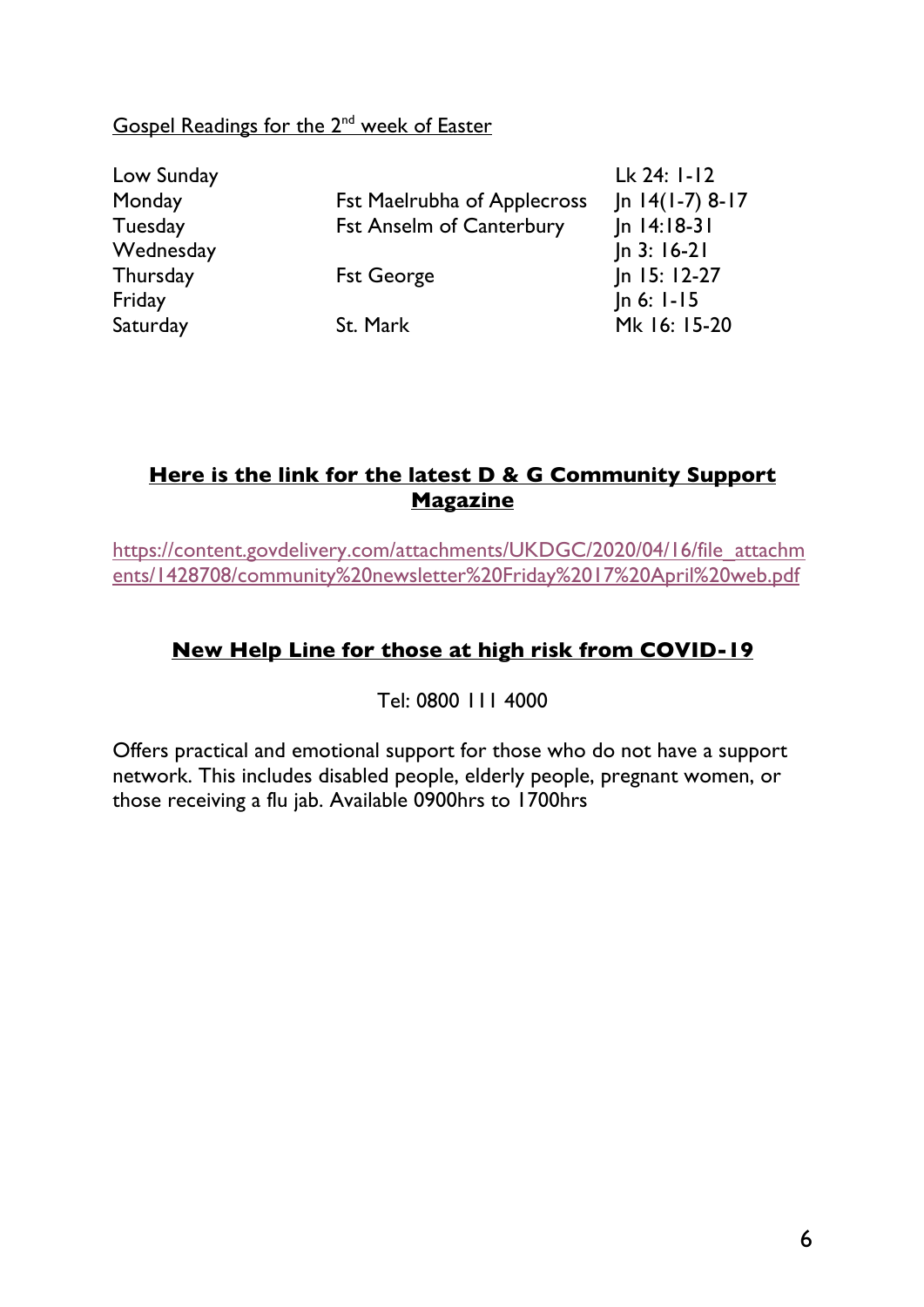Gospel Readings for the 2nd week of Easter

| | | |
|---|---|---|
| Low Sunday | | Lk 24: 1-12 |
| Monday | Fst Maelrubha of Applecross | Jn 14(1-7) 8-17 |
| Tuesday | Fst Anselm of Canterbury | Jn 14:18-31 |
| Wednesday | | Jn 3: 16-21 |
| Thursday | Fst George | Jn 15: 12-27 |
| Friday | | Jn 6: 1-15 |
| Saturday | St. Mark | Mk 16: 15-20 |

## Here is the link for the latest D & G Community Support Magazine

https://content.govdelivery.com/attachments/UKDGC/2020/04/16/file_attachments/1428708/community%20newsletter%20Friday%2017%20April%20web.pdf

## New Help Line for those at high risk from COVID-19

Tel: 0800 111 4000

Offers practical and emotional support for those who do not have a support network. This includes disabled people, elderly people, pregnant women, or those receiving a flu jab. Available 0900hrs to 1700hrs